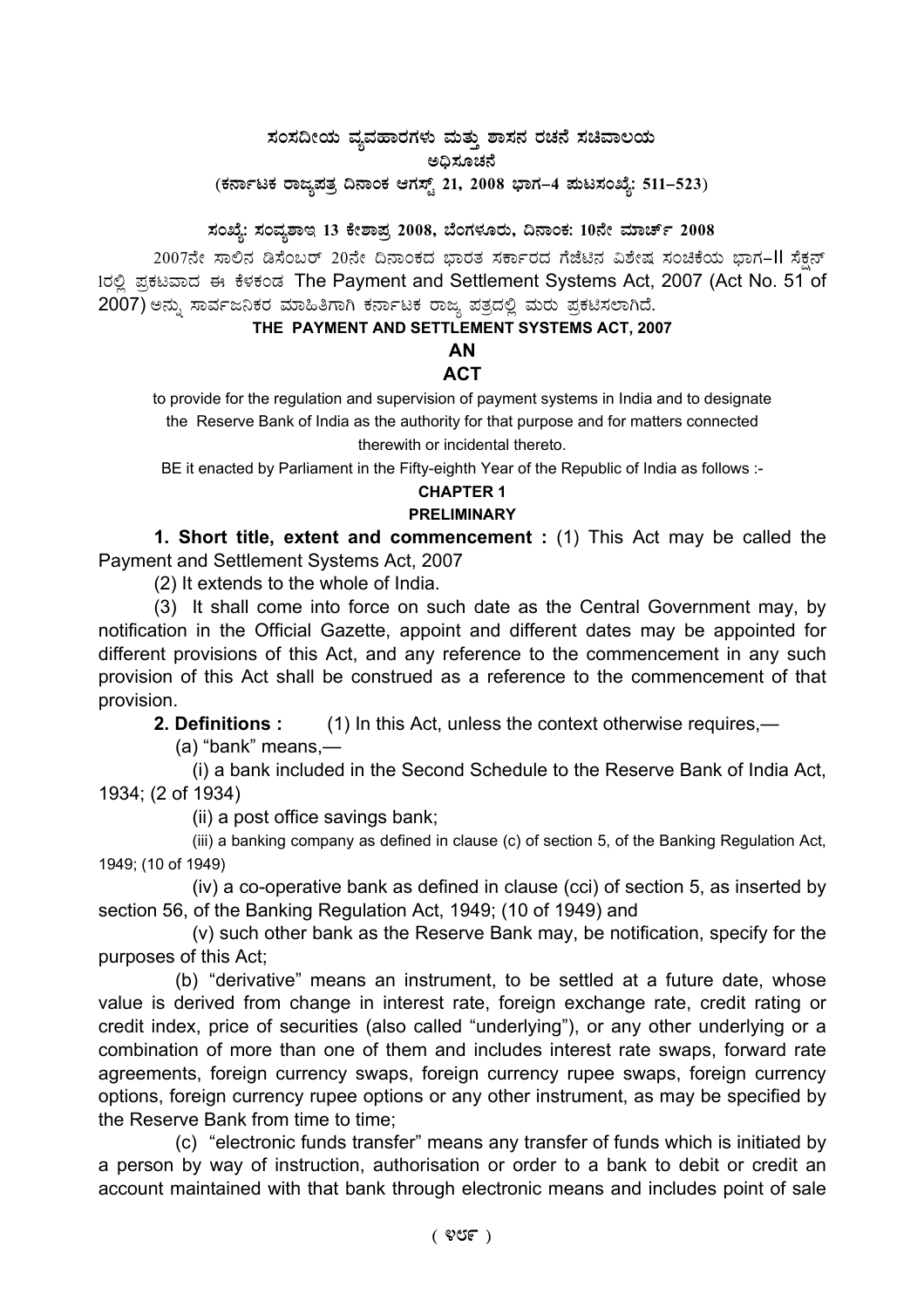# ಸಂಸದೀಯ ವ್ಯವಹಾರಗಳು ಮತ್ತು ಶಾಸನ ರಚನೆ ಸಚಿವಾಲಯ

## ಅಧಿಸೂಚನೆ

**(ಕರ್ನಾಟಕ ರಾಜ್ಯಪತ್ರ ದಿನಾಂಕ ಆಗಸ್ಟ್ 21, 2008 ಭಾಗ–4 ಪುಟಸಂಖ್ಯೆ: 511–523)**

**ಸಂಖ್ಯೆ: ಸಂವ್ಯಶಾಇ 13 ಕೇಶಾಪ್ರ 2008, ಬೆಂಗಳೂರು, ದಿನಾಂಕ: 10ನೇ ಮಾರ್ಚ್ 2008**

2007ನೇ ಸಾಲಿನ ಡಿಸೆಂಬರ್ 20ನೇ ದಿನಾಂಕದ ಭಾರತ ಸರ್ಕಾರದ ಗೆಜೆಟಿನ ವಿಶೇಷ ಸಂಚಿಕೆಯ ಭಾಗ–II ಸೆಕ್ಷನ್ 1ರಲ್ಲಿ ಪ್ರಕಟವಾದ ಈ ಕೆಳಕಂಡ The Payment and Settlement Systems Act, 2007 (Act No. 51 of 2007) ಅನ್ನು ಸಾರ್ವಜನಿಕರ ಮಾಹಿತಿಗಾಗಿ ಕರ್ನಾಟಕ ರಾಜ್ಯ ಪತ್ರದಲ್ಲಿ ಮರು ಪ್ರಕಟಿಸಲಾಗಿದೆ.

**THE PAYMENT AND SETTLEMENT SYSTEMS ACT, 2007**

**AN**

**ACT**

to provide for the regulation and supervision of payment systems in India and to designate the Reserve Bank of India as the authority for that purpose and for matters connected therewith or incidental thereto.

BE it enacted by Parliament in the Fifty-eighth Year of the Republic of India as follows :-

**CHAPTER 1**

**PRELIMINARY**

**1. Short title, extent and commencement :** (1) This Act may be called the Payment and Settlement Systems Act, 2007

(2) It extends to the whole of India.

(3) It shall come into force on such date as the Central Government may, by notification in the Official Gazette, appoint and different dates may be appointed for different provisions of this Act, and any reference to the commencement in any such provision of this Act shall be construed as a reference to the commencement of that provision.

**2. Definitions :** (1) In this Act, unless the context otherwise requires,—

(a) "bank" means,—

(i) a bank included in the Second Schedule to the Reserve Bank of India Act, 1934; (2 of 1934)

(ii) a post office savings bank;

(iii) a banking company as defined in clause (c) of section 5, of the Banking Regulation Act, 1949; (10 of 1949)

(iv) a co-operative bank as defined in clause (cci) of section 5, as inserted by section 56, of the Banking Regulation Act, 1949; (10 of 1949) and

(v) such other bank as the Reserve Bank may, be notification, specify for the purposes of this Act;

(b) "derivative" means an instrument, to be settled at a future date, whose value is derived from change in interest rate, foreign exchange rate, credit rating or credit index, price of securities (also called "underlying"), or any other underlying or a combination of more than one of them and includes interest rate swaps, forward rate agreements, foreign currency swaps, foreign currency rupee swaps, foreign currency options, foreign currency rupee options or any other instrument, as may be specified by the Reserve Bank from time to time;

(c) "electronic funds transfer" means any transfer of funds which is initiated by a person by way of instruction, authorisation or order to a bank to debit or credit an account maintained with that bank through electronic means and includes point of sale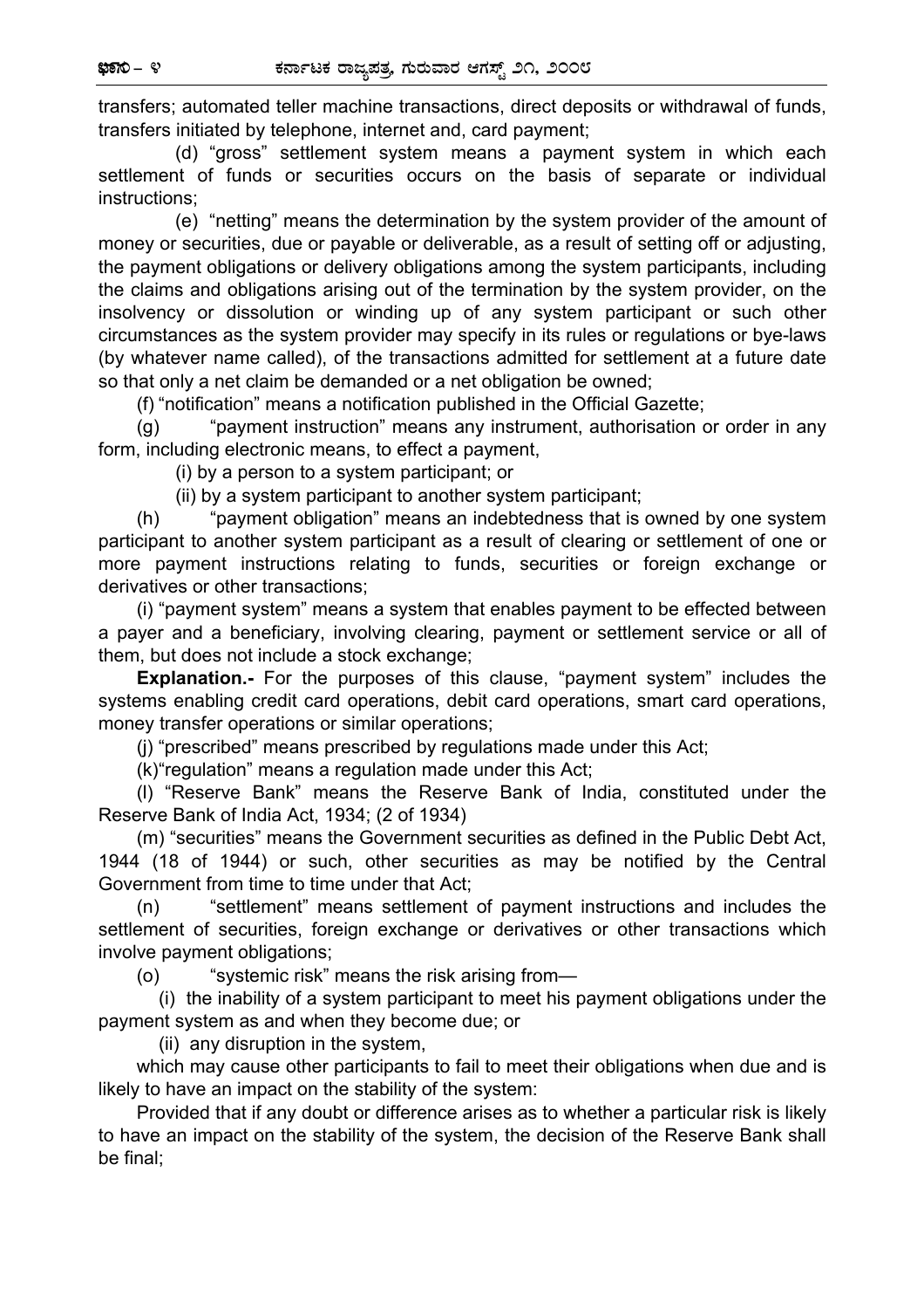transfers; automated teller machine transactions, direct deposits or withdrawal of funds, transfers initiated by telephone, internet and, card payment;

(d) "gross" settlement system means a payment system in which each settlement of funds or securities occurs on the basis of separate or individual instructions;

(e) "netting" means the determination by the system provider of the amount of money or securities, due or payable or deliverable, as a result of setting off or adjusting, the payment obligations or delivery obligations among the system participants, including the claims and obligations arising out of the termination by the system provider, on the insolvency or dissolution or winding up of any system participant or such other circumstances as the system provider may specify in its rules or regulations or bye-laws (by whatever name called), of the transactions admitted for settlement at a future date so that only a net claim be demanded or a net obligation be owned;

(f) "notification" means a notification published in the Official Gazette;

(g) "payment instruction" means any instrument, authorisation or order in any form, including electronic means, to effect a payment,

(i) by a person to a system participant; or

(ii) by a system participant to another system participant;

(h) "payment obligation" means an indebtedness that is owned by one system participant to another system participant as a result of clearing or settlement of one or more payment instructions relating to funds, securities or foreign exchange or derivatives or other transactions;

(i) "payment system" means a system that enables payment to be effected between a payer and a beneficiary, involving clearing, payment or settlement service or all of them, but does not include a stock exchange;

**Explanation.-** For the purposes of this clause, "payment system" includes the systems enabling credit card operations, debit card operations, smart card operations, money transfer operations or similar operations;

(j) "prescribed" means prescribed by regulations made under this Act;

(k)"regulation" means a regulation made under this Act;

(l) "Reserve Bank" means the Reserve Bank of India, constituted under the Reserve Bank of India Act, 1934; (2 of 1934)

(m) "securities" means the Government securities as defined in the Public Debt Act, 1944 (18 of 1944) or such, other securities as may be notified by the Central Government from time to time under that Act;

(n) "settlement" means settlement of payment instructions and includes the settlement of securities, foreign exchange or derivatives or other transactions which involve payment obligations;

(o) "systemic risk" means the risk arising from—

(i) the inability of a system participant to meet his payment obligations under the payment system as and when they become due; or

(ii) any disruption in the system,

which may cause other participants to fail to meet their obligations when due and is likely to have an impact on the stability of the system:

Provided that if any doubt or difference arises as to whether a particular risk is likely to have an impact on the stability of the system, the decision of the Reserve Bank shall be final;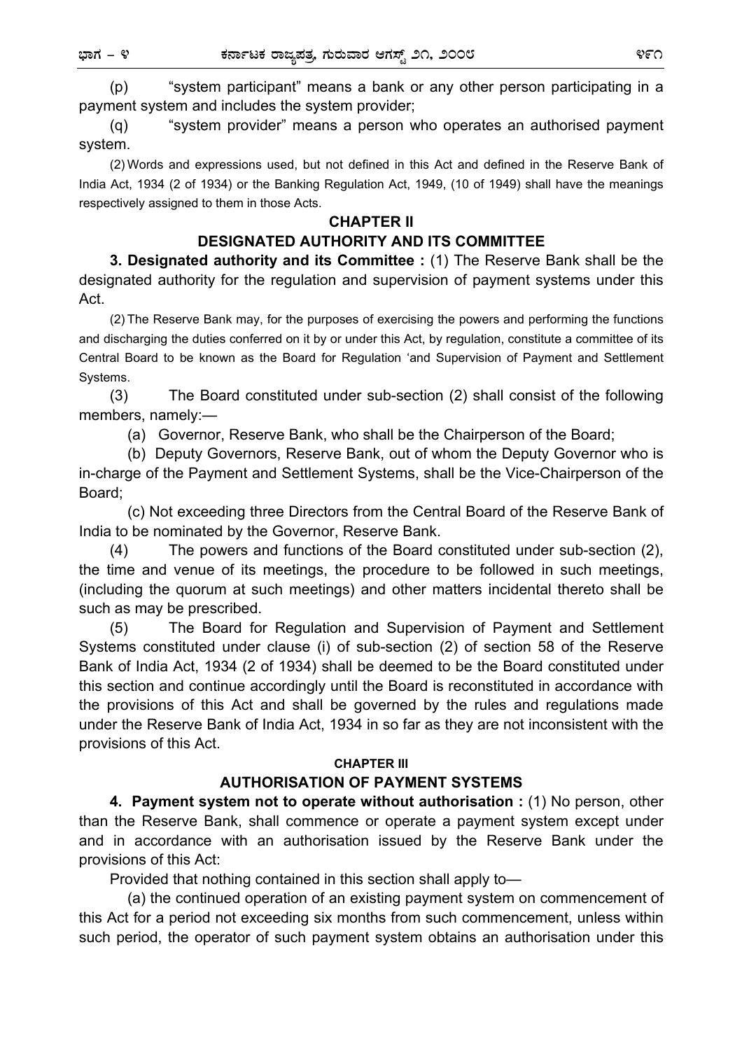(p) "system participant" means a bank or any other person participating in a payment system and includes the system provider;

(q) "system provider" means a person who operates an authorised payment system.

(2) Words and expressions used, but not defined in this Act and defined in the Reserve Bank of India Act, 1934 (2 of 1934) or the Banking Regulation Act, 1949, (10 of 1949) shall have the meanings respectively assigned to them in those Acts.

## CHAPTER II

## DESIGNATED AUTHORITY AND ITS COMMITTEE

**3. Designated authority and its Committee :** (1) The Reserve Bank shall be the designated authority for the regulation and supervision of payment systems under this Act.

(2) The Reserve Bank may, for the purposes of exercising the powers and performing the functions and discharging the duties conferred on it by or under this Act, by regulation, constitute a committee of its Central Board to be known as the Board for Regulation 'and Supervision of Payment and Settlement Systems.

(3) The Board constituted under sub-section (2) shall consist of the following members, namely:—

(a) Governor, Reserve Bank, who shall be the Chairperson of the Board;

(b) Deputy Governors, Reserve Bank, out of whom the Deputy Governor who is in-charge of the Payment and Settlement Systems, shall be the Vice-Chairperson of the Board;

(c) Not exceeding three Directors from the Central Board of the Reserve Bank of India to be nominated by the Governor, Reserve Bank.

(4) The powers and functions of the Board constituted under sub-section (2), the time and venue of its meetings, the procedure to be followed in such meetings, (including the quorum at such meetings) and other matters incidental thereto shall be such as may be prescribed.

(5) The Board for Regulation and Supervision of Payment and Settlement Systems constituted under clause (i) of sub-section (2) of section 58 of the Reserve Bank of India Act, 1934 (2 of 1934) shall be deemed to be the Board constituted under this section and continue accordingly until the Board is reconstituted in accordance with the provisions of this Act and shall be governed by the rules and regulations made under the Reserve Bank of India Act, 1934 in so far as they are not inconsistent with the provisions of this Act.

## CHAPTER III

## AUTHORISATION OF PAYMENT SYSTEMS

**4. Payment system not to operate without authorisation :** (1) No person, other than the Reserve Bank, shall commence or operate a payment system except under and in accordance with an authorisation issued by the Reserve Bank under the provisions of this Act:

Provided that nothing contained in this section shall apply to—

(a) the continued operation of an existing payment system on commencement of this Act for a period not exceeding six months from such commencement, unless within such period, the operator of such payment system obtains an authorisation under this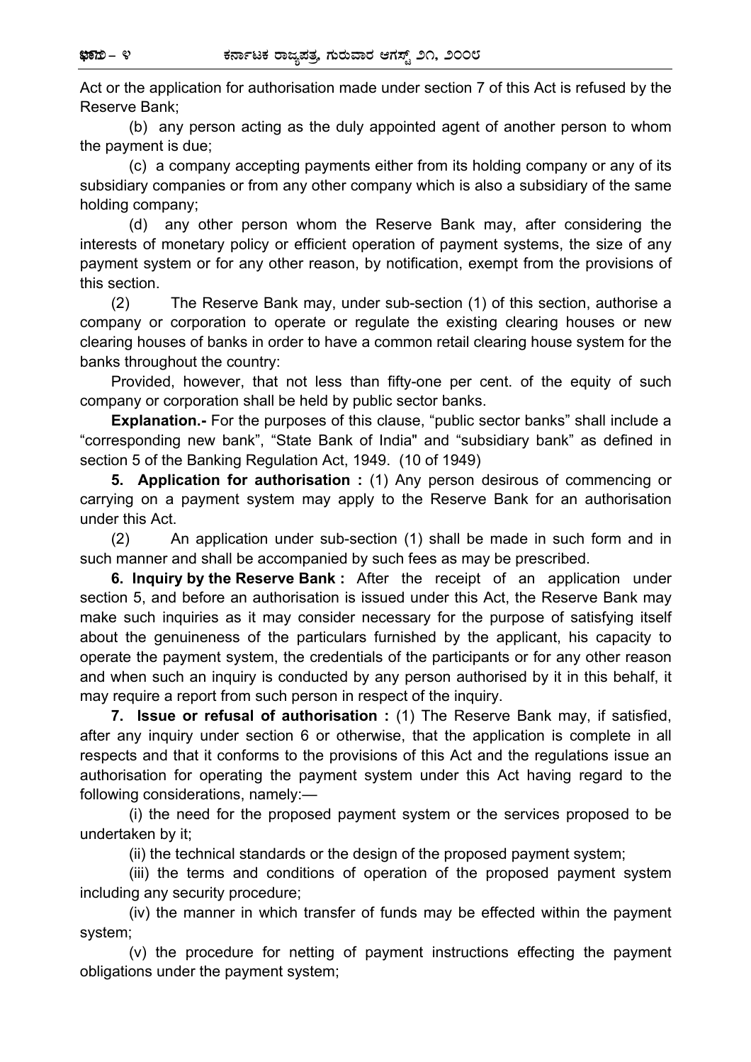Act or the application for authorisation made under section 7 of this Act is refused by the Reserve Bank;

(b) any person acting as the duly appointed agent of another person to whom the payment is due;

(c) a company accepting payments either from its holding company or any of its subsidiary companies or from any other company which is also a subsidiary of the same holding company;

(d) any other person whom the Reserve Bank may, after considering the interests of monetary policy or efficient operation of payment systems, the size of any payment system or for any other reason, by notification, exempt from the provisions of this section.

(2) The Reserve Bank may, under sub-section (1) of this section, authorise a company or corporation to operate or regulate the existing clearing houses or new clearing houses of banks in order to have a common retail clearing house system for the banks throughout the country:

Provided, however, that not less than fifty-one per cent. of the equity of such company or corporation shall be held by public sector banks.

**Explanation.-** For the purposes of this clause, "public sector banks" shall include a "corresponding new bank", "State Bank of India" and "subsidiary bank" as defined in section 5 of the Banking Regulation Act, 1949. (10 of 1949)

**5. Application for authorisation :** (1) Any person desirous of commencing or carrying on a payment system may apply to the Reserve Bank for an authorisation under this Act.

(2) An application under sub-section (1) shall be made in such form and in such manner and shall be accompanied by such fees as may be prescribed.

**6. Inquiry by the Reserve Bank :** After the receipt of an application under section 5, and before an authorisation is issued under this Act, the Reserve Bank may make such inquiries as it may consider necessary for the purpose of satisfying itself about the genuineness of the particulars furnished by the applicant, his capacity to operate the payment system, the credentials of the participants or for any other reason and when such an inquiry is conducted by any person authorised by it in this behalf, it may require a report from such person in respect of the inquiry.

**7. Issue or refusal of authorisation :** (1) The Reserve Bank may, if satisfied, after any inquiry under section 6 or otherwise, that the application is complete in all respects and that it conforms to the provisions of this Act and the regulations issue an authorisation for operating the payment system under this Act having regard to the following considerations, namely:—

(i) the need for the proposed payment system or the services proposed to be undertaken by it;

(ii) the technical standards or the design of the proposed payment system;

(iii) the terms and conditions of operation of the proposed payment system including any security procedure;

(iv) the manner in which transfer of funds may be effected within the payment system;

(v) the procedure for netting of payment instructions effecting the payment obligations under the payment system;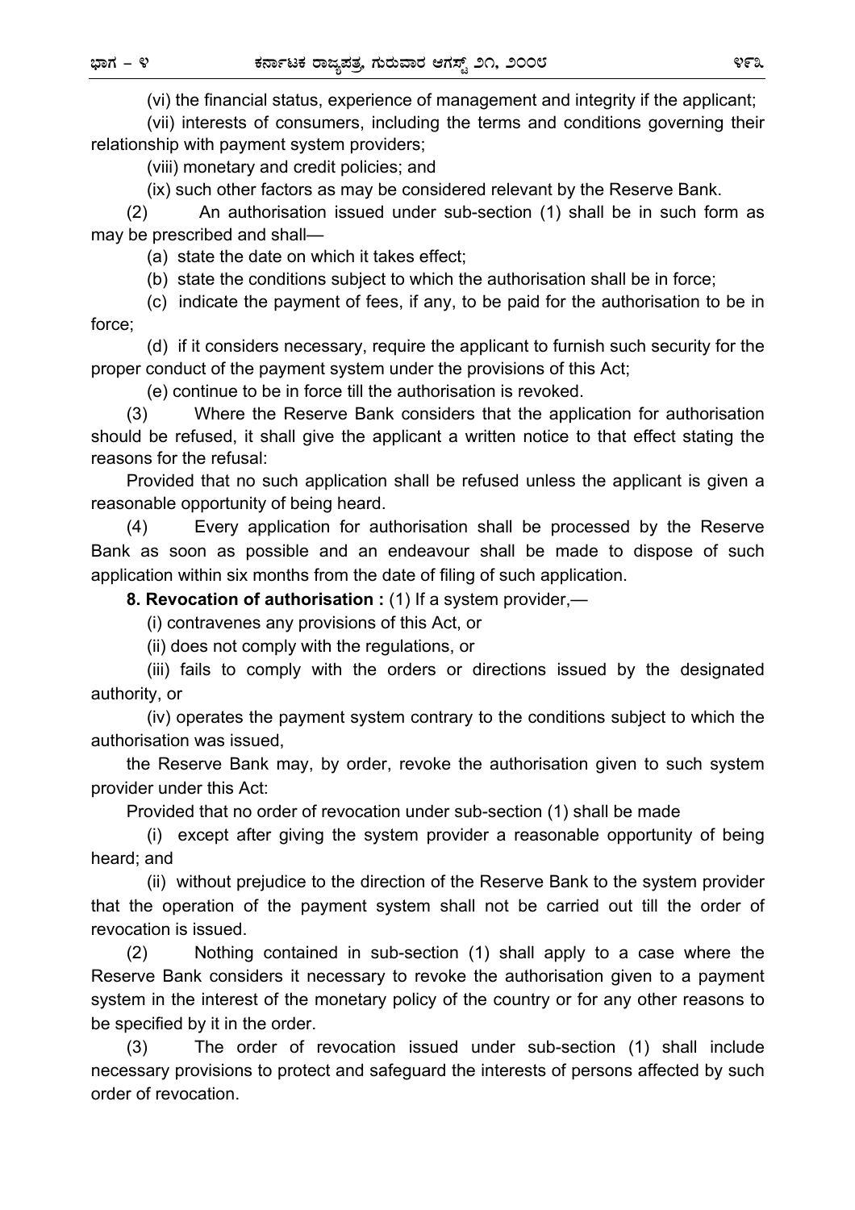(vi) the financial status, experience of management and integrity if the applicant;

(vii) interests of consumers, including the terms and conditions governing their relationship with payment system providers;

(viii) monetary and credit policies; and

(ix) such other factors as may be considered relevant by the Reserve Bank.

(2) An authorisation issued under sub-section (1) shall be in such form as may be prescribed and shall—

(a) state the date on which it takes effect;

(b) state the conditions subject to which the authorisation shall be in force;

(c) indicate the payment of fees, if any, to be paid for the authorisation to be in force;

(d) if it considers necessary, require the applicant to furnish such security for the proper conduct of the payment system under the provisions of this Act;

(e) continue to be in force till the authorisation is revoked.

(3) Where the Reserve Bank considers that the application for authorisation should be refused, it shall give the applicant a written notice to that effect stating the reasons for the refusal:

Provided that no such application shall be refused unless the applicant is given a reasonable opportunity of being heard.

(4) Every application for authorisation shall be processed by the Reserve Bank as soon as possible and an endeavour shall be made to dispose of such application within six months from the date of filing of such application.

**8. Revocation of authorisation :** (1) If a system provider,—

(i) contravenes any provisions of this Act, or

(ii) does not comply with the regulations, or

(iii) fails to comply with the orders or directions issued by the designated authority, or

(iv) operates the payment system contrary to the conditions subject to which the authorisation was issued,

the Reserve Bank may, by order, revoke the authorisation given to such system provider under this Act:

Provided that no order of revocation under sub-section (1) shall be made

(i) except after giving the system provider a reasonable opportunity of being heard; and

(ii) without prejudice to the direction of the Reserve Bank to the system provider that the operation of the payment system shall not be carried out till the order of revocation is issued.

(2) Nothing contained in sub-section (1) shall apply to a case where the Reserve Bank considers it necessary to revoke the authorisation given to a payment system in the interest of the monetary policy of the country or for any other reasons to be specified by it in the order.

(3) The order of revocation issued under sub-section (1) shall include necessary provisions to protect and safeguard the interests of persons affected by such order of revocation.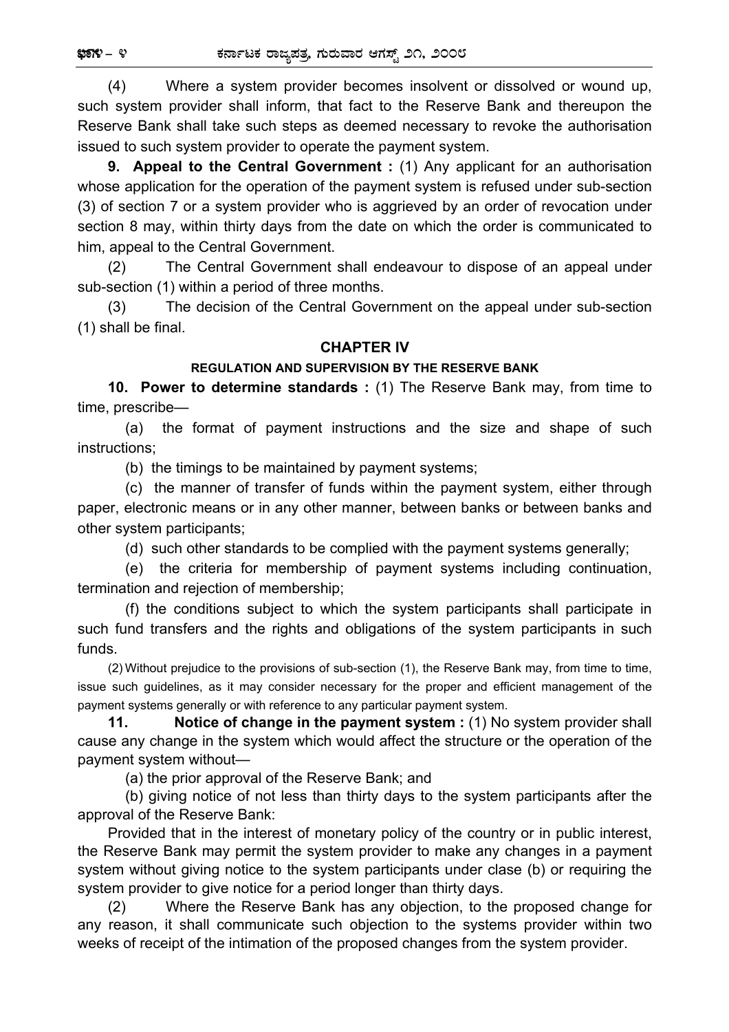(4) Where a system provider becomes insolvent or dissolved or wound up, such system provider shall inform, that fact to the Reserve Bank and thereupon the Reserve Bank shall take such steps as deemed necessary to revoke the authorisation issued to such system provider to operate the payment system.

**9. Appeal to the Central Government :** (1) Any applicant for an authorisation whose application for the operation of the payment system is refused under sub-section (3) of section 7 or a system provider who is aggrieved by an order of revocation under section 8 may, within thirty days from the date on which the order is communicated to him, appeal to the Central Government.

(2) The Central Government shall endeavour to dispose of an appeal under sub-section (1) within a period of three months.

(3) The decision of the Central Government on the appeal under sub-section (1) shall be final.

## CHAPTER IV

### REGULATION AND SUPERVISION BY THE RESERVE BANK

**10. Power to determine standards :** (1) The Reserve Bank may, from time to time, prescribe—

(a) the format of payment instructions and the size and shape of such instructions;

(b) the timings to be maintained by payment systems;

(c) the manner of transfer of funds within the payment system, either through paper, electronic means or in any other manner, between banks or between banks and other system participants;

(d) such other standards to be complied with the payment systems generally;

(e) the criteria for membership of payment systems including continuation, termination and rejection of membership;

(f) the conditions subject to which the system participants shall participate in such fund transfers and the rights and obligations of the system participants in such funds.

(2) Without prejudice to the provisions of sub-section (1), the Reserve Bank may, from time to time, issue such guidelines, as it may consider necessary for the proper and efficient management of the payment systems generally or with reference to any particular payment system.

**11. Notice of change in the payment system :** (1) No system provider shall cause any change in the system which would affect the structure or the operation of the payment system without—

(a) the prior approval of the Reserve Bank; and

(b) giving notice of not less than thirty days to the system participants after the approval of the Reserve Bank:

Provided that in the interest of monetary policy of the country or in public interest, the Reserve Bank may permit the system provider to make any changes in a payment system without giving notice to the system participants under clase (b) or requiring the system provider to give notice for a period longer than thirty days.

(2) Where the Reserve Bank has any objection, to the proposed change for any reason, it shall communicate such objection to the systems provider within two weeks of receipt of the intimation of the proposed changes from the system provider.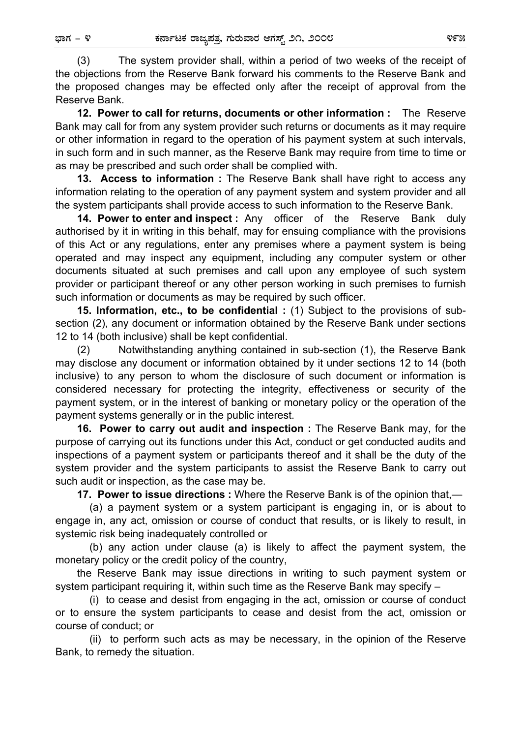(3) The system provider shall, within a period of two weeks of the receipt of the objections from the Reserve Bank forward his comments to the Reserve Bank and the proposed changes may be effected only after the receipt of approval from the Reserve Bank.

**12. Power to call for returns, documents or other information :** The Reserve Bank may call for from any system provider such returns or documents as it may require or other information in regard to the operation of his payment system at such intervals, in such form and in such manner, as the Reserve Bank may require from time to time or as may be prescribed and such order shall be complied with.

**13. Access to information :** The Reserve Bank shall have right to access any information relating to the operation of any payment system and system provider and all the system participants shall provide access to such information to the Reserve Bank.

**14. Power to enter and inspect :** Any officer of the Reserve Bank duly authorised by it in writing in this behalf, may for ensuing compliance with the provisions of this Act or any regulations, enter any premises where a payment system is being operated and may inspect any equipment, including any computer system or other documents situated at such premises and call upon any employee of such system provider or participant thereof or any other person working in such premises to furnish such information or documents as may be required by such officer.

**15. Information, etc., to be confidential :** (1) Subject to the provisions of sub-section (2), any document or information obtained by the Reserve Bank under sections 12 to 14 (both inclusive) shall be kept confidential.

(2) Notwithstanding anything contained in sub-section (1), the Reserve Bank may disclose any document or information obtained by it under sections 12 to 14 (both inclusive) to any person to whom the disclosure of such document or information is considered necessary for protecting the integrity, effectiveness or security of the payment system, or in the interest of banking or monetary policy or the operation of the payment systems generally or in the public interest.

**16. Power to carry out audit and inspection :** The Reserve Bank may, for the purpose of carrying out its functions under this Act, conduct or get conducted audits and inspections of a payment system or participants thereof and it shall be the duty of the system provider and the system participants to assist the Reserve Bank to carry out such audit or inspection, as the case may be.

**17. Power to issue directions :** Where the Reserve Bank is of the opinion that,—

(a) a payment system or a system participant is engaging in, or is about to engage in, any act, omission or course of conduct that results, or is likely to result, in systemic risk being inadequately controlled or

(b) any action under clause (a) is likely to affect the payment system, the monetary policy or the credit policy of the country,

the Reserve Bank may issue directions in writing to such payment system or system participant requiring it, within such time as the Reserve Bank may specify –

(i) to cease and desist from engaging in the act, omission or course of conduct or to ensure the system participants to cease and desist from the act, omission or course of conduct; or

(ii) to perform such acts as may be necessary, in the opinion of the Reserve Bank, to remedy the situation.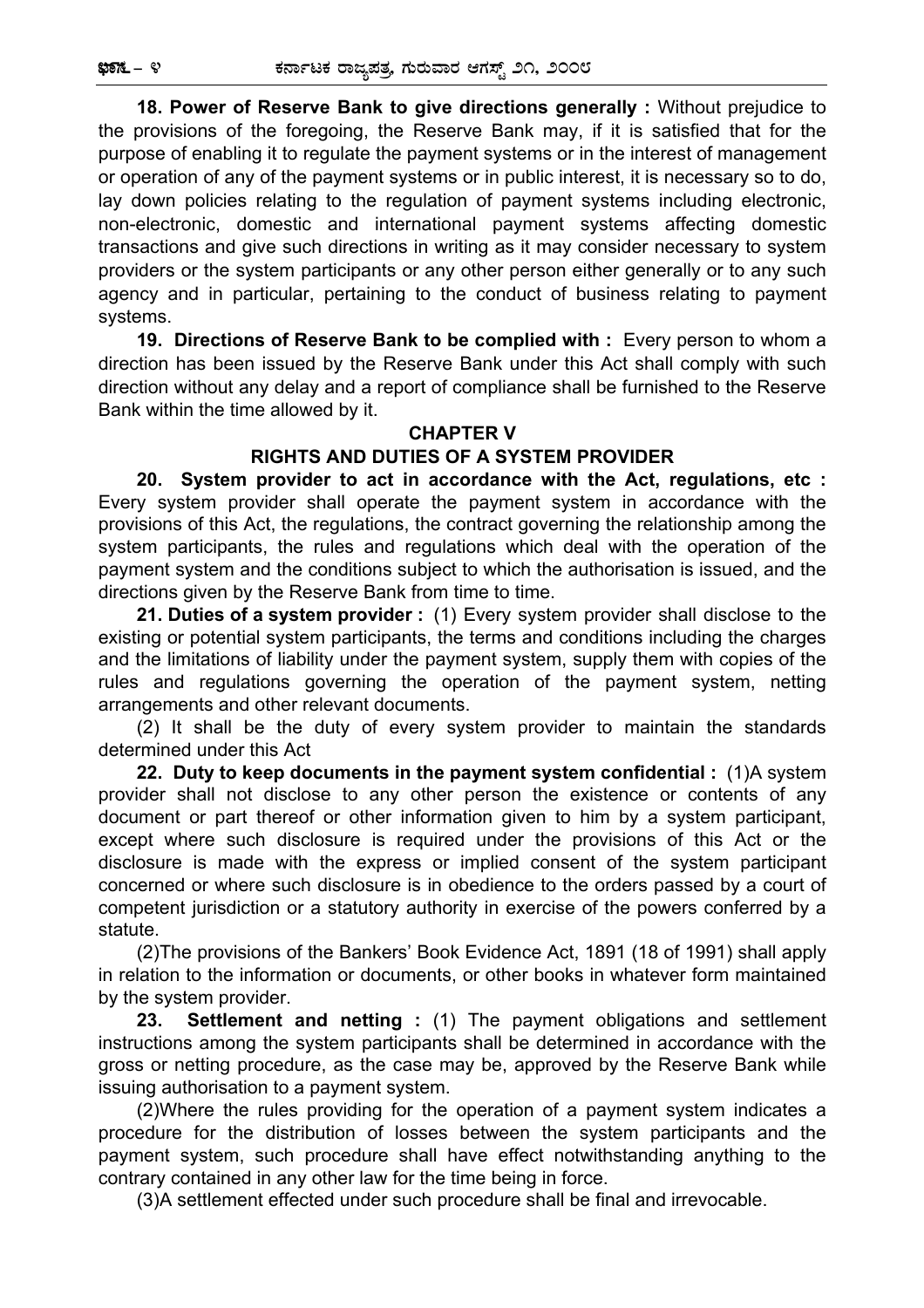**18. Power of Reserve Bank to give directions generally :** Without prejudice to the provisions of the foregoing, the Reserve Bank may, if it is satisfied that for the purpose of enabling it to regulate the payment systems or in the interest of management or operation of any of the payment systems or in public interest, it is necessary so to do, lay down policies relating to the regulation of payment systems including electronic, non-electronic, domestic and international payment systems affecting domestic transactions and give such directions in writing as it may consider necessary to system providers or the system participants or any other person either generally or to any such agency and in particular, pertaining to the conduct of business relating to payment systems.

**19. Directions of Reserve Bank to be complied with :** Every person to whom a direction has been issued by the Reserve Bank under this Act shall comply with such direction without any delay and a report of compliance shall be furnished to the Reserve Bank within the time allowed by it.

## CHAPTER V

## RIGHTS AND DUTIES OF A SYSTEM PROVIDER

**20. System provider to act in accordance with the Act, regulations, etc :** Every system provider shall operate the payment system in accordance with the provisions of this Act, the regulations, the contract governing the relationship among the system participants, the rules and regulations which deal with the operation of the payment system and the conditions subject to which the authorisation is issued, and the directions given by the Reserve Bank from time to time.

**21. Duties of a system provider :** (1) Every system provider shall disclose to the existing or potential system participants, the terms and conditions including the charges and the limitations of liability under the payment system, supply them with copies of the rules and regulations governing the operation of the payment system, netting arrangements and other relevant documents.

(2) It shall be the duty of every system provider to maintain the standards determined under this Act

**22. Duty to keep documents in the payment system confidential :** (1)A system provider shall not disclose to any other person the existence or contents of any document or part thereof or other information given to him by a system participant, except where such disclosure is required under the provisions of this Act or the disclosure is made with the express or implied consent of the system participant concerned or where such disclosure is in obedience to the orders passed by a court of competent jurisdiction or a statutory authority in exercise of the powers conferred by a statute.

(2)The provisions of the Bankers' Book Evidence Act, 1891 (18 of 1991) shall apply in relation to the information or documents, or other books in whatever form maintained by the system provider.

**23. Settlement and netting :** (1) The payment obligations and settlement instructions among the system participants shall be determined in accordance with the gross or netting procedure, as the case may be, approved by the Reserve Bank while issuing authorisation to a payment system.

(2)Where the rules providing for the operation of a payment system indicates a procedure for the distribution of losses between the system participants and the payment system, such procedure shall have effect notwithstanding anything to the contrary contained in any other law for the time being in force.

(3)A settlement effected under such procedure shall be final and irrevocable.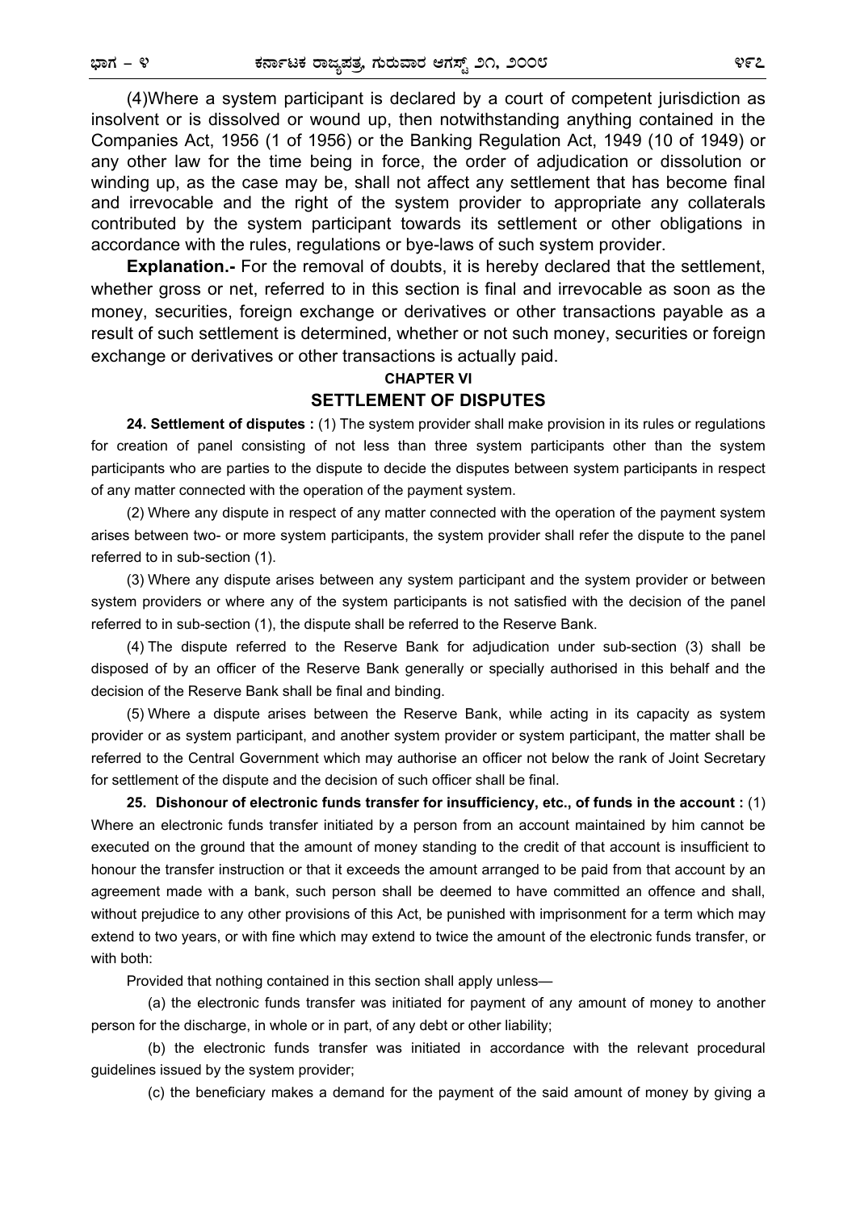(4)Where a system participant is declared by a court of competent jurisdiction as insolvent or is dissolved or wound up, then notwithstanding anything contained in the Companies Act, 1956 (1 of 1956) or the Banking Regulation Act, 1949 (10 of 1949) or any other law for the time being in force, the order of adjudication or dissolution or winding up, as the case may be, shall not affect any settlement that has become final and irrevocable and the right of the system provider to appropriate any collaterals contributed by the system participant towards its settlement or other obligations in accordance with the rules, regulations or bye-laws of such system provider.

**Explanation.-** For the removal of doubts, it is hereby declared that the settlement, whether gross or net, referred to in this section is final and irrevocable as soon as the money, securities, foreign exchange or derivatives or other transactions payable as a result of such settlement is determined, whether or not such money, securities or foreign exchange or derivatives or other transactions is actually paid.

## CHAPTER VI

## SETTLEMENT OF DISPUTES

**24. Settlement of disputes :** (1) The system provider shall make provision in its rules or regulations for creation of panel consisting of not less than three system participants other than the system participants who are parties to the dispute to decide the disputes between system participants in respect of any matter connected with the operation of the payment system.

(2) Where any dispute in respect of any matter connected with the operation of the payment system arises between two- or more system participants, the system provider shall refer the dispute to the panel referred to in sub-section (1).

(3) Where any dispute arises between any system participant and the system provider or between system providers or where any of the system participants is not satisfied with the decision of the panel referred to in sub-section (1), the dispute shall be referred to the Reserve Bank.

(4) The dispute referred to the Reserve Bank for adjudication under sub-section (3) shall be disposed of by an officer of the Reserve Bank generally or specially authorised in this behalf and the decision of the Reserve Bank shall be final and binding.

(5) Where a dispute arises between the Reserve Bank, while acting in its capacity as system provider or as system participant, and another system provider or system participant, the matter shall be referred to the Central Government which may authorise an officer not below the rank of Joint Secretary for settlement of the dispute and the decision of such officer shall be final.

**25. Dishonour of electronic funds transfer for insufficiency, etc., of funds in the account :** (1) Where an electronic funds transfer initiated by a person from an account maintained by him cannot be executed on the ground that the amount of money standing to the credit of that account is insufficient to honour the transfer instruction or that it exceeds the amount arranged to be paid from that account by an agreement made with a bank, such person shall be deemed to have committed an offence and shall, without prejudice to any other provisions of this Act, be punished with imprisonment for a term which may extend to two years, or with fine which may extend to twice the amount of the electronic funds transfer, or with both:

Provided that nothing contained in this section shall apply unless—

(a) the electronic funds transfer was initiated for payment of any amount of money to another person for the discharge, in whole or in part, of any debt or other liability;

(b) the electronic funds transfer was initiated in accordance with the relevant procedural guidelines issued by the system provider;

(c) the beneficiary makes a demand for the payment of the said amount of money by giving a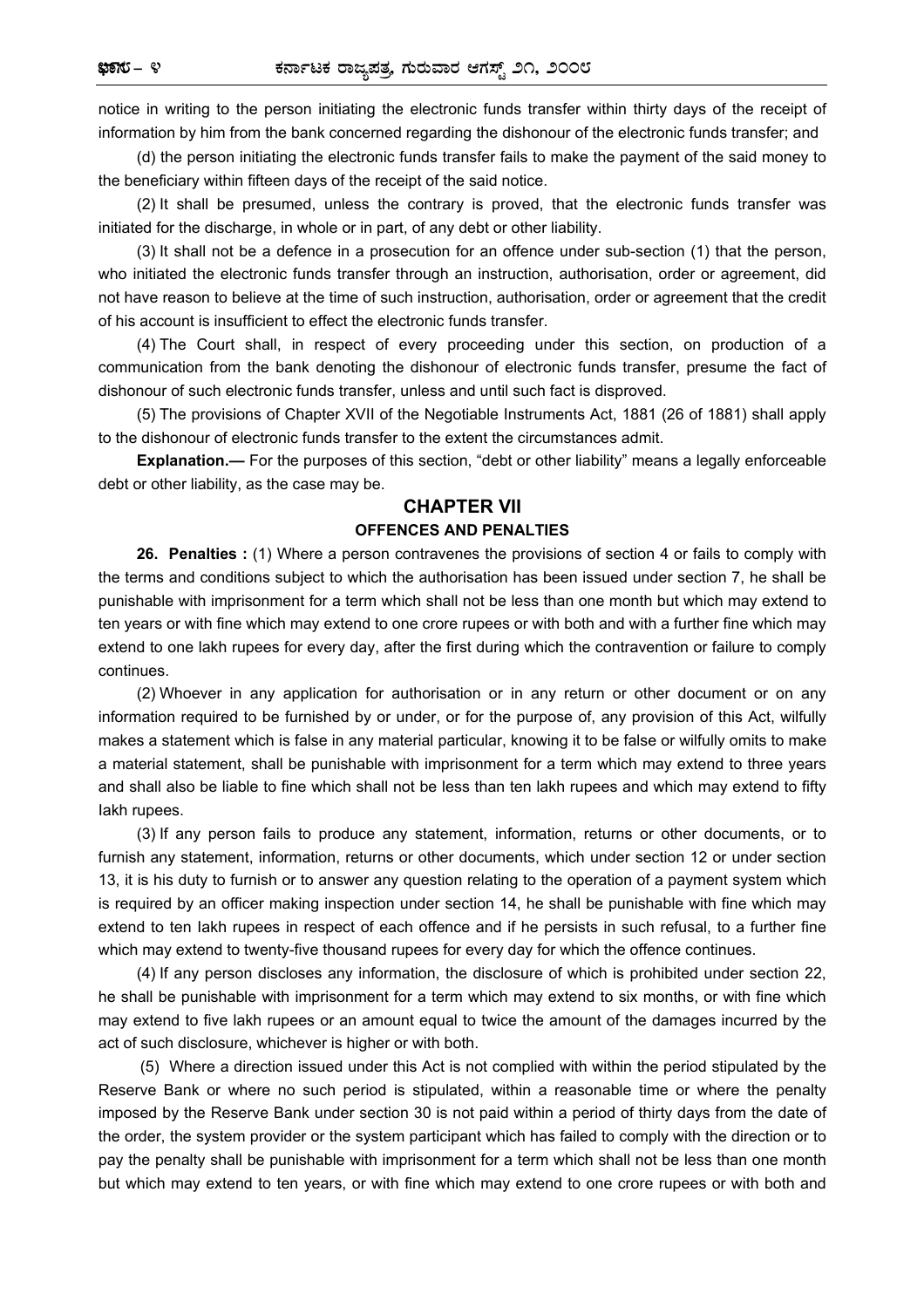notice in writing to the person initiating the electronic funds transfer within thirty days of the receipt of information by him from the bank concerned regarding the dishonour of the electronic funds transfer; and

(d) the person initiating the electronic funds transfer fails to make the payment of the said money to the beneficiary within fifteen days of the receipt of the said notice.

(2) It shall be presumed, unless the contrary is proved, that the electronic funds transfer was initiated for the discharge, in whole or in part, of any debt or other liability.

(3) It shall not be a defence in a prosecution for an offence under sub-section (1) that the person, who initiated the electronic funds transfer through an instruction, authorisation, order or agreement, did not have reason to believe at the time of such instruction, authorisation, order or agreement that the credit of his account is insufficient to effect the electronic funds transfer.

(4) The Court shall, in respect of every proceeding under this section, on production of a communication from the bank denoting the dishonour of electronic funds transfer, presume the fact of dishonour of such electronic funds transfer, unless and until such fact is disproved.

(5) The provisions of Chapter XVII of the Negotiable Instruments Act, 1881 (26 of 1881) shall apply to the dishonour of electronic funds transfer to the extent the circumstances admit.

**Explanation.—** For the purposes of this section, "debt or other liability" means a legally enforceable debt or other liability, as the case may be.

## CHAPTER VII

### OFFENCES AND PENALTIES

**26. Penalties :** (1) Where a person contravenes the provisions of section 4 or fails to comply with the terms and conditions subject to which the authorisation has been issued under section 7, he shall be punishable with imprisonment for a term which shall not be less than one month but which may extend to ten years or with fine which may extend to one crore rupees or with both and with a further fine which may extend to one lakh rupees for every day, after the first during which the contravention or failure to comply continues.

(2) Whoever in any application for authorisation or in any return or other document or on any information required to be furnished by or under, or for the purpose of, any provision of this Act, wilfully makes a statement which is false in any material particular, knowing it to be false or wilfully omits to make a material statement, shall be punishable with imprisonment for a term which may extend to three years and shall also be liable to fine which shall not be less than ten lakh rupees and which may extend to fifty lakh rupees.

(3) If any person fails to produce any statement, information, returns or other documents, or to furnish any statement, information, returns or other documents, which under section 12 or under section 13, it is his duty to furnish or to answer any question relating to the operation of a payment system which is required by an officer making inspection under section 14, he shall be punishable with fine which may extend to ten lakh rupees in respect of each offence and if he persists in such refusal, to a further fine which may extend to twenty-five thousand rupees for every day for which the offence continues.

(4) If any person discloses any information, the disclosure of which is prohibited under section 22, he shall be punishable with imprisonment for a term which may extend to six months, or with fine which may extend to five lakh rupees or an amount equal to twice the amount of the damages incurred by the act of such disclosure, whichever is higher or with both.

(5) Where a direction issued under this Act is not complied with within the period stipulated by the Reserve Bank or where no such period is stipulated, within a reasonable time or where the penalty imposed by the Reserve Bank under section 30 is not paid within a period of thirty days from the date of the order, the system provider or the system participant which has failed to comply with the direction or to pay the penalty shall be punishable with imprisonment for a term which shall not be less than one month but which may extend to ten years, or with fine which may extend to one crore rupees or with both and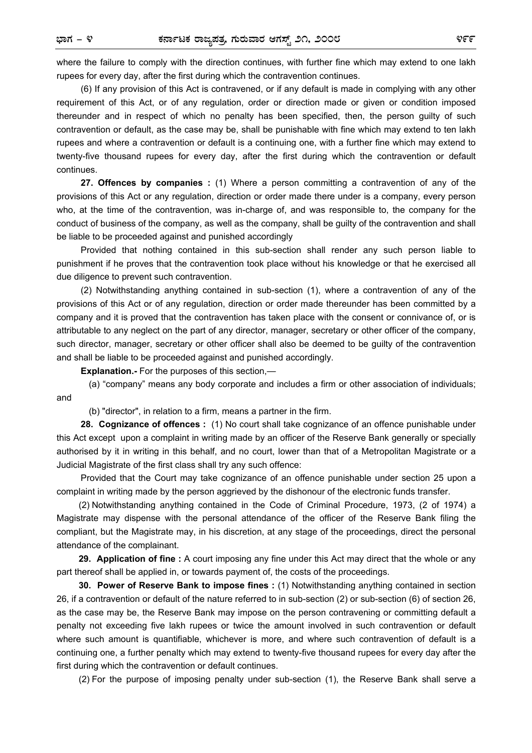where the failure to comply with the direction continues, with further fine which may extend to one lakh rupees for every day, after the first during which the contravention continues.

(6) If any provision of this Act is contravened, or if any default is made in complying with any other requirement of this Act, or of any regulation, order or direction made or given or condition imposed thereunder and in respect of which no penalty has been specified, then, the person guilty of such contravention or default, as the case may be, shall be punishable with fine which may extend to ten lakh rupees and where a contravention or default is a continuing one, with a further fine which may extend to twenty-five thousand rupees for every day, after the first during which the contravention or default continues.

**27. Offences by companies :** (1) Where a person committing a contravention of any of the provisions of this Act or any regulation, direction or order made there under is a company, every person who, at the time of the contravention, was in-charge of, and was responsible to, the company for the conduct of business of the company, as well as the company, shall be guilty of the contravention and shall be liable to be proceeded against and punished accordingly

Provided that nothing contained in this sub-section shall render any such person liable to punishment if he proves that the contravention took place without his knowledge or that he exercised all due diligence to prevent such contravention.

(2) Notwithstanding anything contained in sub-section (1), where a contravention of any of the provisions of this Act or of any regulation, direction or order made thereunder has been committed by a company and it is proved that the contravention has taken place with the consent or connivance of, or is attributable to any neglect on the part of any director, manager, secretary or other officer of the company, such director, manager, secretary or other officer shall also be deemed to be guilty of the contravention and shall be liable to be proceeded against and punished accordingly.

**Explanation.-** For the purposes of this section,—

(a) "company" means any body corporate and includes a firm or other association of individuals; and

(b) "director", in relation to a firm, means a partner in the firm.

**28. Cognizance of offences :** (1) No court shall take cognizance of an offence punishable under this Act except upon a complaint in writing made by an officer of the Reserve Bank generally or specially authorised by it in writing in this behalf, and no court, lower than that of a Metropolitan Magistrate or a Judicial Magistrate of the first class shall try any such offence:

Provided that the Court may take cognizance of an offence punishable under section 25 upon a complaint in writing made by the person aggrieved by the dishonour of the electronic funds transfer.

(2) Notwithstanding anything contained in the Code of Criminal Procedure, 1973, (2 of 1974) a Magistrate may dispense with the personal attendance of the officer of the Reserve Bank filing the compliant, but the Magistrate may, in his discretion, at any stage of the proceedings, direct the personal attendance of the complainant.

**29. Application of fine :** A court imposing any fine under this Act may direct that the whole or any part thereof shall be applied in, or towards payment of, the costs of the proceedings.

**30. Power of Reserve Bank to impose fines :** (1) Notwithstanding anything contained in section 26, if a contravention or default of the nature referred to in sub-section (2) or sub-section (6) of section 26, as the case may be, the Reserve Bank may impose on the person contravening or committing default a penalty not exceeding five lakh rupees or twice the amount involved in such contravention or default where such amount is quantifiable, whichever is more, and where such contravention of default is a continuing one, a further penalty which may extend to twenty-five thousand rupees for every day after the first during which the contravention or default continues.

(2) For the purpose of imposing penalty under sub-section (1), the Reserve Bank shall serve a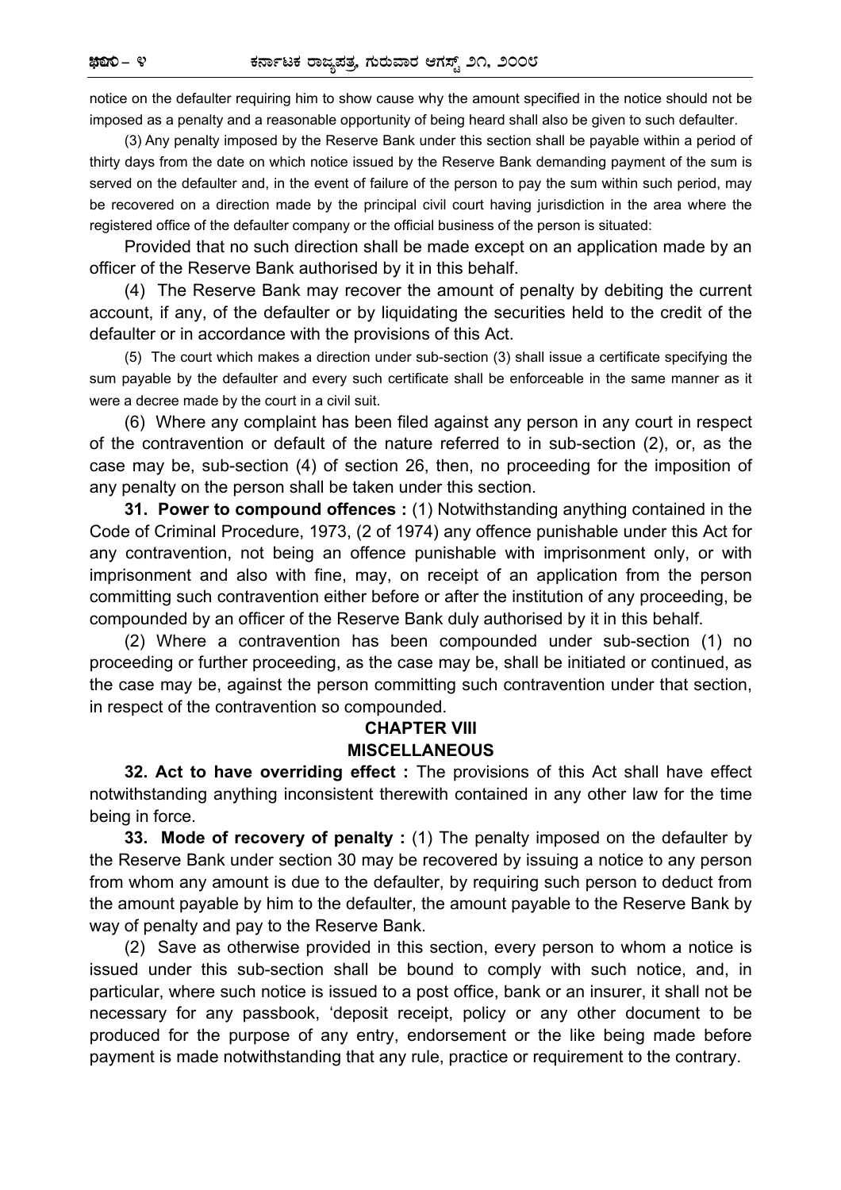notice on the defaulter requiring him to show cause why the amount specified in the notice should not be imposed as a penalty and a reasonable opportunity of being heard shall also be given to such defaulter.

(3) Any penalty imposed by the Reserve Bank under this section shall be payable within a period of thirty days from the date on which notice issued by the Reserve Bank demanding payment of the sum is served on the defaulter and, in the event of failure of the person to pay the sum within such period, may be recovered on a direction made by the principal civil court having jurisdiction in the area where the registered office of the defaulter company or the official business of the person is situated:

Provided that no such direction shall be made except on an application made by an officer of the Reserve Bank authorised by it in this behalf.

(4) The Reserve Bank may recover the amount of penalty by debiting the current account, if any, of the defaulter or by liquidating the securities held to the credit of the defaulter or in accordance with the provisions of this Act.

(5) The court which makes a direction under sub-section (3) shall issue a certificate specifying the sum payable by the defaulter and every such certificate shall be enforceable in the same manner as it were a decree made by the court in a civil suit.

(6) Where any complaint has been filed against any person in any court in respect of the contravention or default of the nature referred to in sub-section (2), or, as the case may be, sub-section (4) of section 26, then, no proceeding for the imposition of any penalty on the person shall be taken under this section.

**31. Power to compound offences :** (1) Notwithstanding anything contained in the Code of Criminal Procedure, 1973, (2 of 1974) any offence punishable under this Act for any contravention, not being an offence punishable with imprisonment only, or with imprisonment and also with fine, may, on receipt of an application from the person committing such contravention either before or after the institution of any proceeding, be compounded by an officer of the Reserve Bank duly authorised by it in this behalf.

(2) Where a contravention has been compounded under sub-section (1) no proceeding or further proceeding, as the case may be, shall be initiated or continued, as the case may be, against the person committing such contravention under that section, in respect of the contravention so compounded.

## CHAPTER VIII
## MISCELLANEOUS

**32. Act to have overriding effect :** The provisions of this Act shall have effect notwithstanding anything inconsistent therewith contained in any other law for the time being in force.

**33. Mode of recovery of penalty :** (1) The penalty imposed on the defaulter by the Reserve Bank under section 30 may be recovered by issuing a notice to any person from whom any amount is due to the defaulter, by requiring such person to deduct from the amount payable by him to the defaulter, the amount payable to the Reserve Bank by way of penalty and pay to the Reserve Bank.

(2) Save as otherwise provided in this section, every person to whom a notice is issued under this sub-section shall be bound to comply with such notice, and, in particular, where such notice is issued to a post office, bank or an insurer, it shall not be necessary for any passbook, 'deposit receipt, policy or any other document to be produced for the purpose of any entry, endorsement or the like being made before payment is made notwithstanding that any rule, practice or requirement to the contrary.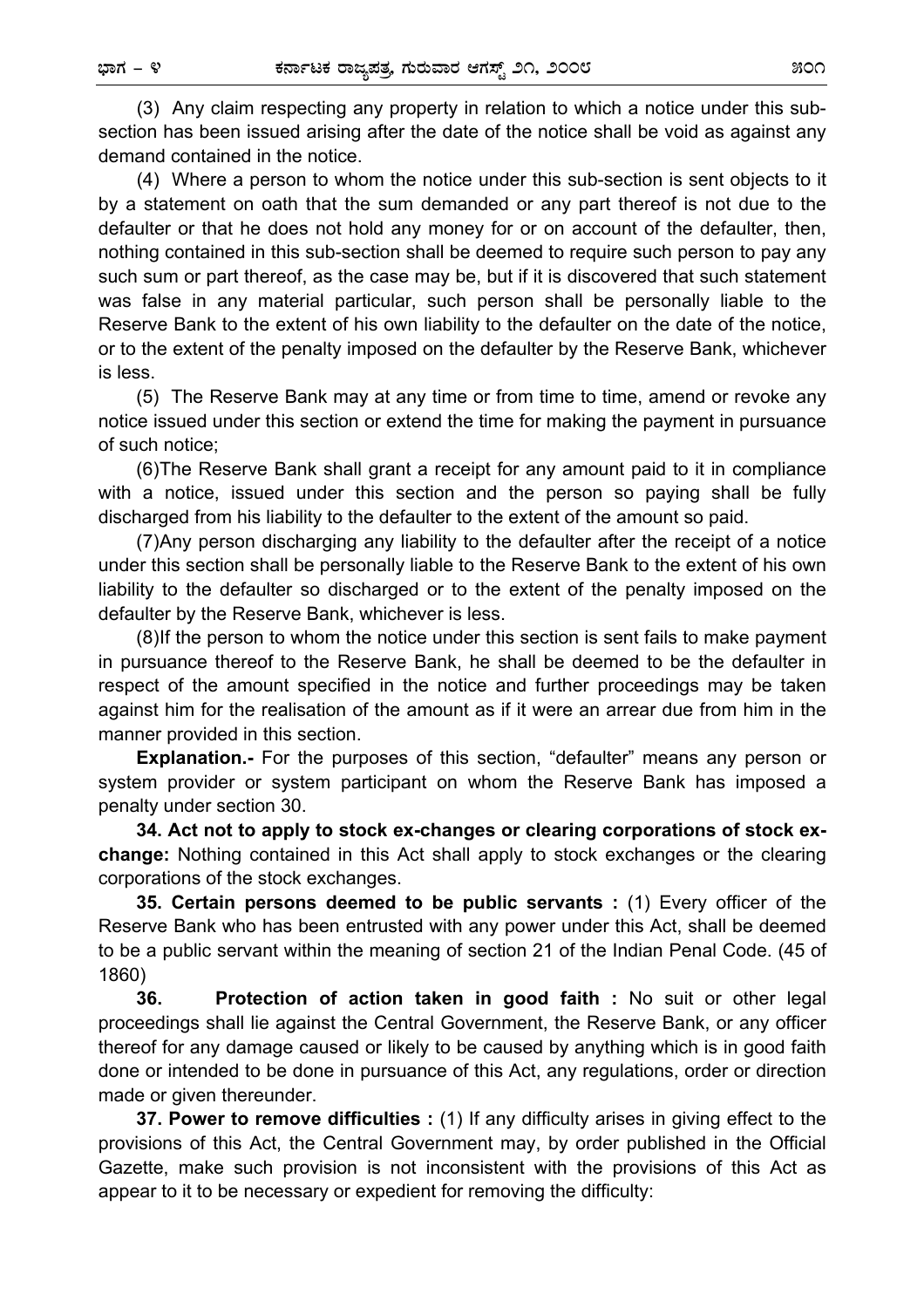(3) Any claim respecting any property in relation to which a notice under this sub-section has been issued arising after the date of the notice shall be void as against any demand contained in the notice.

(4) Where a person to whom the notice under this sub-section is sent objects to it by a statement on oath that the sum demanded or any part thereof is not due to the defaulter or that he does not hold any money for or on account of the defaulter, then, nothing contained in this sub-section shall be deemed to require such person to pay any such sum or part thereof, as the case may be, but if it is discovered that such statement was false in any material particular, such person shall be personally liable to the Reserve Bank to the extent of his own liability to the defaulter on the date of the notice, or to the extent of the penalty imposed on the defaulter by the Reserve Bank, whichever is less.

(5) The Reserve Bank may at any time or from time to time, amend or revoke any notice issued under this section or extend the time for making the payment in pursuance of such notice;

(6)The Reserve Bank shall grant a receipt for any amount paid to it in compliance with a notice, issued under this section and the person so paying shall be fully discharged from his liability to the defaulter to the extent of the amount so paid.

(7)Any person discharging any liability to the defaulter after the receipt of a notice under this section shall be personally liable to the Reserve Bank to the extent of his own liability to the defaulter so discharged or to the extent of the penalty imposed on the defaulter by the Reserve Bank, whichever is less.

(8)If the person to whom the notice under this section is sent fails to make payment in pursuance thereof to the Reserve Bank, he shall be deemed to be the defaulter in respect of the amount specified in the notice and further proceedings may be taken against him for the realisation of the amount as if it were an arrear due from him in the manner provided in this section.

**Explanation.-** For the purposes of this section, "defaulter" means any person or system provider or system participant on whom the Reserve Bank has imposed a penalty under section 30.

**34. Act not to apply to stock ex-changes or clearing corporations of stock ex-change:** Nothing contained in this Act shall apply to stock exchanges or the clearing corporations of the stock exchanges.

**35. Certain persons deemed to be public servants :** (1) Every officer of the Reserve Bank who has been entrusted with any power under this Act, shall be deemed to be a public servant within the meaning of section 21 of the Indian Penal Code. (45 of 1860)

**36. Protection of action taken in good faith :** No suit or other legal proceedings shall lie against the Central Government, the Reserve Bank, or any officer thereof for any damage caused or likely to be caused by anything which is in good faith done or intended to be done in pursuance of this Act, any regulations, order or direction made or given thereunder.

**37. Power to remove difficulties :** (1) If any difficulty arises in giving effect to the provisions of this Act, the Central Government may, by order published in the Official Gazette, make such provision is not inconsistent with the provisions of this Act as appear to it to be necessary or expedient for removing the difficulty: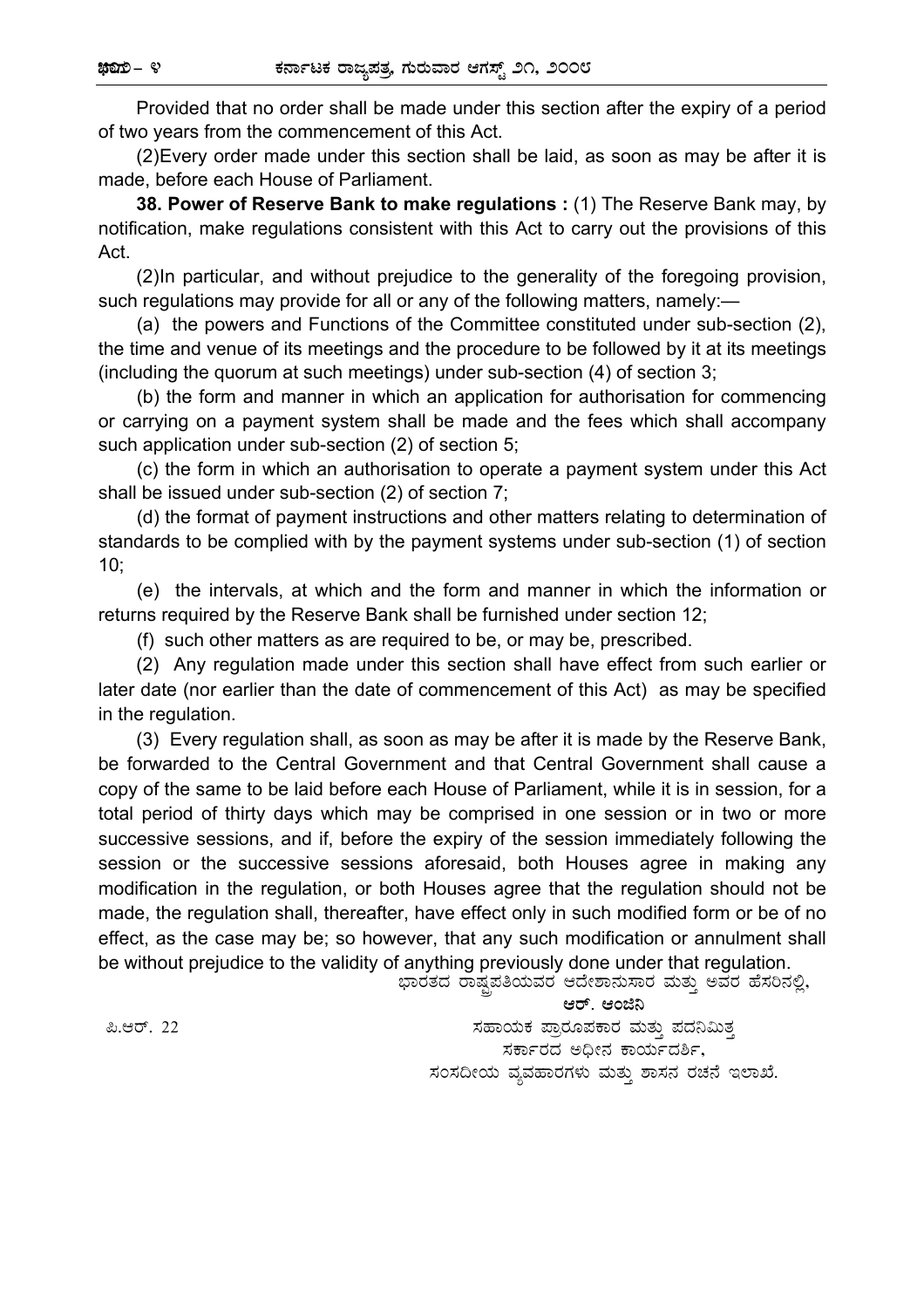Provided that no order shall be made under this section after the expiry of a period of two years from the commencement of this Act.

(2)Every order made under this section shall be laid, as soon as may be after it is made, before each House of Parliament.

**38. Power of Reserve Bank to make regulations :** (1) The Reserve Bank may, by notification, make regulations consistent with this Act to carry out the provisions of this Act.

(2)In particular, and without prejudice to the generality of the foregoing provision, such regulations may provide for all or any of the following matters, namely:—

(a) the powers and Functions of the Committee constituted under sub-section (2), the time and venue of its meetings and the procedure to be followed by it at its meetings (including the quorum at such meetings) under sub-section (4) of section 3;

(b) the form and manner in which an application for authorisation for commencing or carrying on a payment system shall be made and the fees which shall accompany such application under sub-section (2) of section 5;

(c) the form in which an authorisation to operate a payment system under this Act shall be issued under sub-section (2) of section 7;

(d) the format of payment instructions and other matters relating to determination of standards to be complied with by the payment systems under sub-section (1) of section 10;

(e) the intervals, at which and the form and manner in which the information or returns required by the Reserve Bank shall be furnished under section 12;

(f) such other matters as are required to be, or may be, prescribed.

(2) Any regulation made under this section shall have effect from such earlier or later date (nor earlier than the date of commencement of this Act) as may be specified in the regulation.

(3) Every regulation shall, as soon as may be after it is made by the Reserve Bank, be forwarded to the Central Government and that Central Government shall cause a copy of the same to be laid before each House of Parliament, while it is in session, for a total period of thirty days which may be comprised in one session or in two or more successive sessions, and if, before the expiry of the session immediately following the session or the successive sessions aforesaid, both Houses agree in making any modification in the regulation, or both Houses agree that the regulation should not be made, the regulation shall, thereafter, have effect only in such modified form or be of no effect, as the case may be; so however, that any such modification or annulment shall be without prejudice to the validity of anything previously done under that regulation.

ಭಾರತದ ರಾಷ್ಟ್ರಪತಿಯವರ ಆದೇಶಾನುಸಾರ ಮತ್ತು ಅವರ ಹೆಸರಿನಲ್ಲಿ,

**ಆರ್. ಆಂಜಿನಿ**

ಸಹಾಯಕ ಪ್ರಾರೂಪಕಾರ ಮತ್ತು ಪದನಿಮಿತ್ತ

ಸರ್ಕಾರದ ಅಧೀನ ಕಾರ್ಯದರ್ಶಿ,

ಸಂಸದೀಯ ವ್ಯವಹಾರಗಳು ಮತ್ತು ಶಾಸನ ರಚನೆ ಇಲಾಖೆ.

ಪಿ.ಆರ್. 22